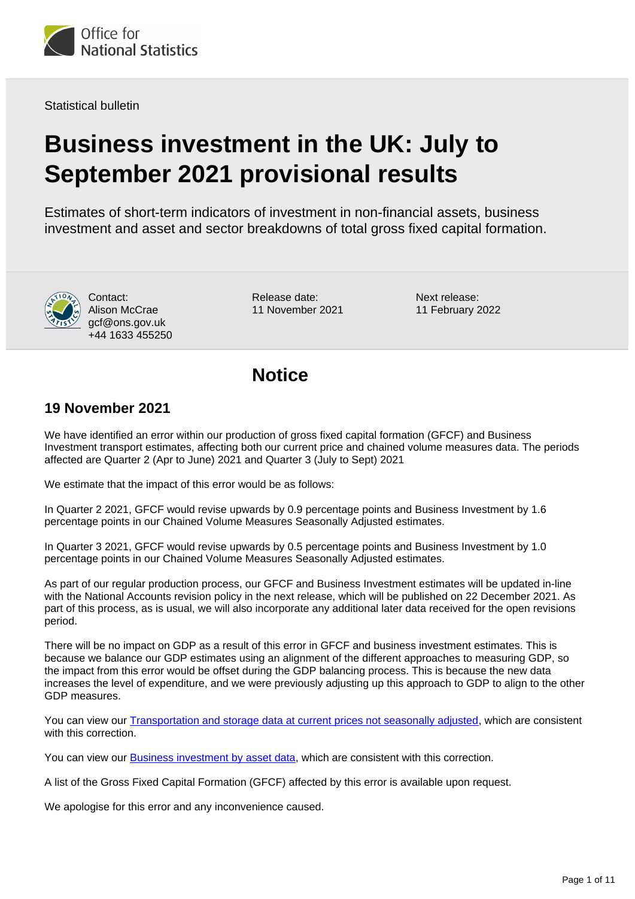Office for National Statistics

Statistical bulletin

# Business investment in the UK: July to September 2021 provisional results

Estimates of short-term indicators of investment in non-financial assets, business investment and asset and sector breakdowns of total gross fixed capital formation.

Contact:
Alison McCrae
gcf@ons.gov.uk
+44 1633 455250

Release date:
11 November 2021

Next release:
11 February 2022

## Notice

### 19 November 2021

We have identified an error within our production of gross fixed capital formation (GFCF) and Business Investment transport estimates, affecting both our current price and chained volume measures data. The periods affected are Quarter 2 (Apr to June) 2021 and Quarter 3 (July to Sept) 2021

We estimate that the impact of this error would be as follows:

In Quarter 2 2021, GFCF would revise upwards by 0.9 percentage points and Business Investment by 1.6 percentage points in our Chained Volume Measures Seasonally Adjusted estimates.

In Quarter 3 2021, GFCF would revise upwards by 0.5 percentage points and Business Investment by 1.0 percentage points in our Chained Volume Measures Seasonally Adjusted estimates.

As part of our regular production process, our GFCF and Business Investment estimates will be updated in-line with the National Accounts revision policy in the next release, which will be published on 22 December 2021. As part of this process, as is usual, we will also incorporate any additional later data received for the open revisions period.

There will be no impact on GDP as a result of this error in GFCF and business investment estimates. This is because we balance our GDP estimates using an alignment of the different approaches to measuring GDP, so the impact from this error would be offset during the GDP balancing process. This is because the new data increases the level of expenditure, and we were previously adjusting up this approach to GDP to align to the other GDP measures.

You can view our Transportation and storage data at current prices not seasonally adjusted, which are consistent with this correction.

You can view our Business investment by asset data, which are consistent with this correction.

A list of the Gross Fixed Capital Formation (GFCF) affected by this error is available upon request.

We apologise for this error and any inconvenience caused.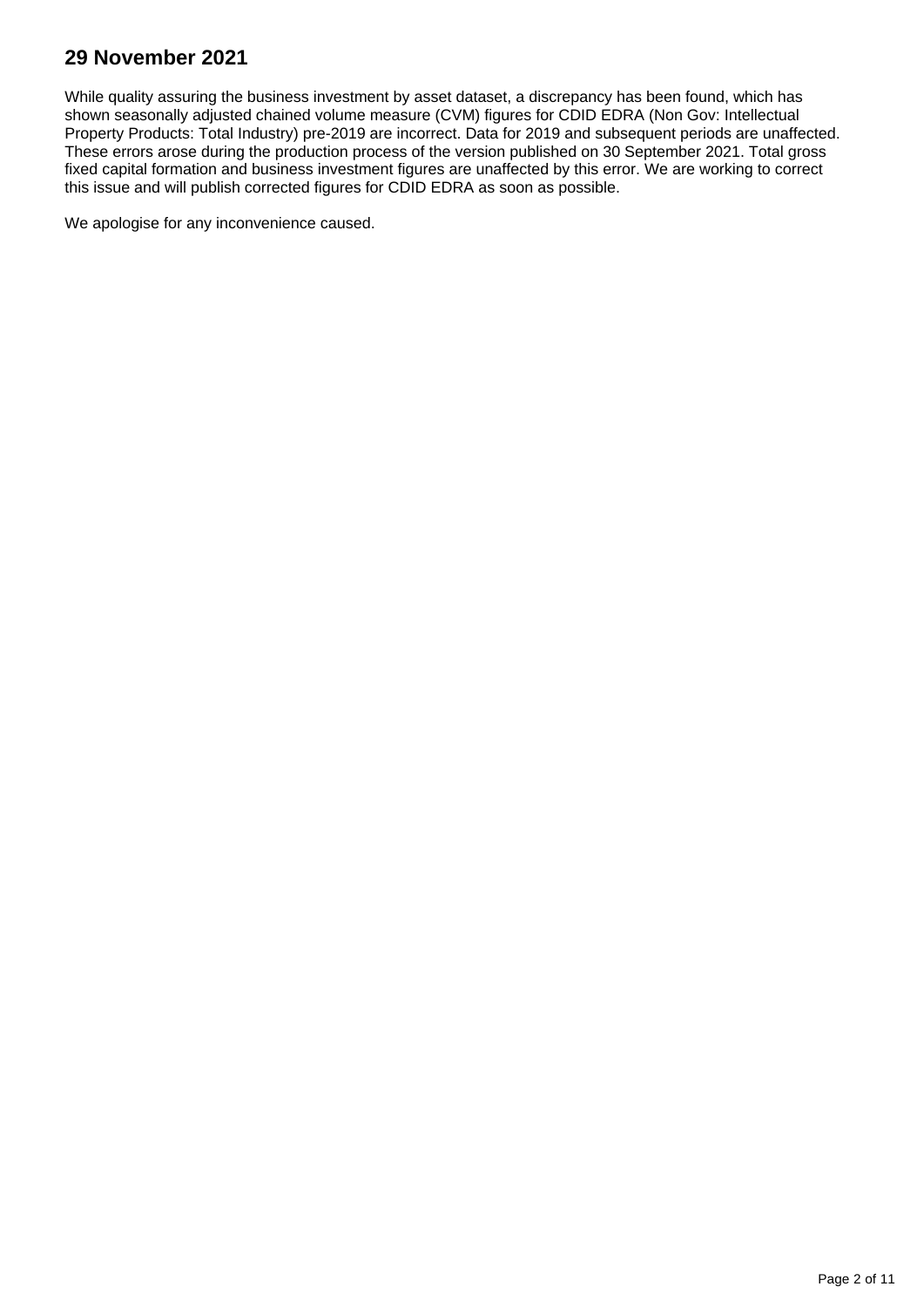## 29 November 2021

While quality assuring the business investment by asset dataset, a discrepancy has been found, which has shown seasonally adjusted chained volume measure (CVM) figures for CDID EDRA (Non Gov: Intellectual Property Products: Total Industry) pre-2019 are incorrect. Data for 2019 and subsequent periods are unaffected. These errors arose during the production process of the version published on 30 September 2021. Total gross fixed capital formation and business investment figures are unaffected by this error. We are working to correct this issue and will publish corrected figures for CDID EDRA as soon as possible.

We apologise for any inconvenience caused.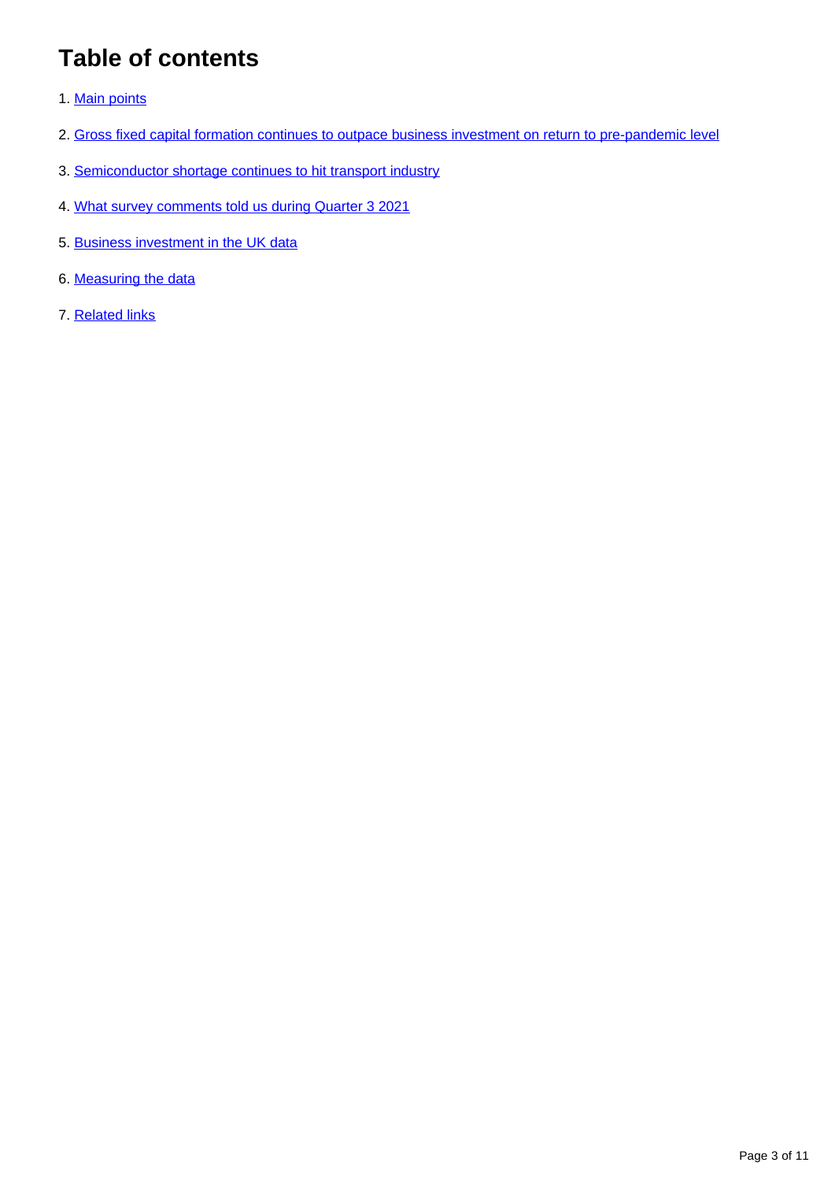## Table of contents

1. Main points
2. Gross fixed capital formation continues to outpace business investment on return to pre-pandemic level
3. Semiconductor shortage continues to hit transport industry
4. What survey comments told us during Quarter 3 2021
5. Business investment in the UK data
6. Measuring the data
7. Related links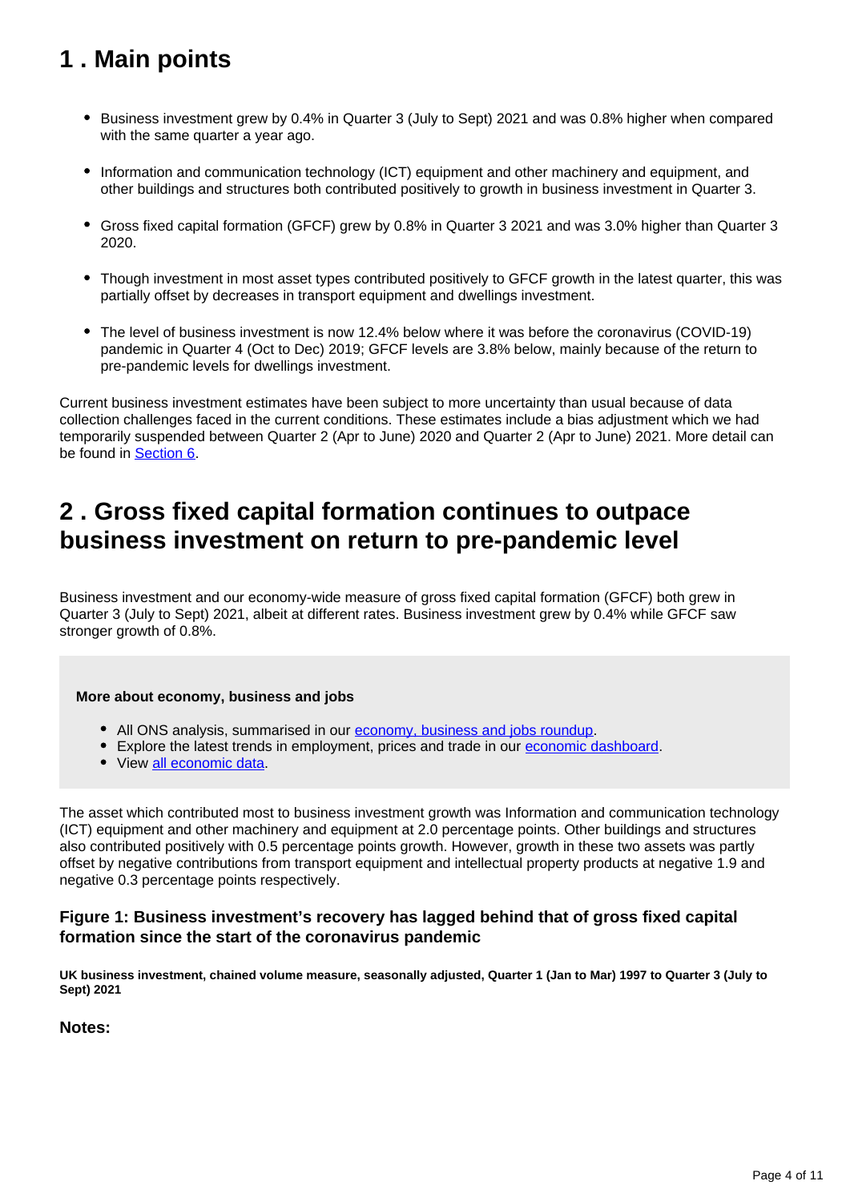## 1 . Main points

- Business investment grew by 0.4% in Quarter 3 (July to Sept) 2021 and was 0.8% higher when compared with the same quarter a year ago.
- Information and communication technology (ICT) equipment and other machinery and equipment, and other buildings and structures both contributed positively to growth in business investment in Quarter 3.
- Gross fixed capital formation (GFCF) grew by 0.8% in Quarter 3 2021 and was 3.0% higher than Quarter 3 2020.
- Though investment in most asset types contributed positively to GFCF growth in the latest quarter, this was partially offset by decreases in transport equipment and dwellings investment.
- The level of business investment is now 12.4% below where it was before the coronavirus (COVID-19) pandemic in Quarter 4 (Oct to Dec) 2019; GFCF levels are 3.8% below, mainly because of the return to pre-pandemic levels for dwellings investment.

Current business investment estimates have been subject to more uncertainty than usual because of data collection challenges faced in the current conditions. These estimates include a bias adjustment which we had temporarily suspended between Quarter 2 (Apr to June) 2020 and Quarter 2 (Apr to June) 2021. More detail can be found in Section 6.

## 2 . Gross fixed capital formation continues to outpace business investment on return to pre-pandemic level

Business investment and our economy-wide measure of gross fixed capital formation (GFCF) both grew in Quarter 3 (July to Sept) 2021, albeit at different rates. Business investment grew by 0.4% while GFCF saw stronger growth of 0.8%.

**More about economy, business and jobs**

- All ONS analysis, summarised in our economy, business and jobs roundup.
- Explore the latest trends in employment, prices and trade in our economic dashboard.
- View all economic data.

The asset which contributed most to business investment growth was Information and communication technology (ICT) equipment and other machinery and equipment at 2.0 percentage points. Other buildings and structures also contributed positively with 0.5 percentage points growth. However, growth in these two assets was partly offset by negative contributions from transport equipment and intellectual property products at negative 1.9 and negative 0.3 percentage points respectively.

### Figure 1: Business investment's recovery has lagged behind that of gross fixed capital formation since the start of the coronavirus pandemic

**UK business investment, chained volume measure, seasonally adjusted, Quarter 1 (Jan to Mar) 1997 to Quarter 3 (July to Sept) 2021**

**Notes:**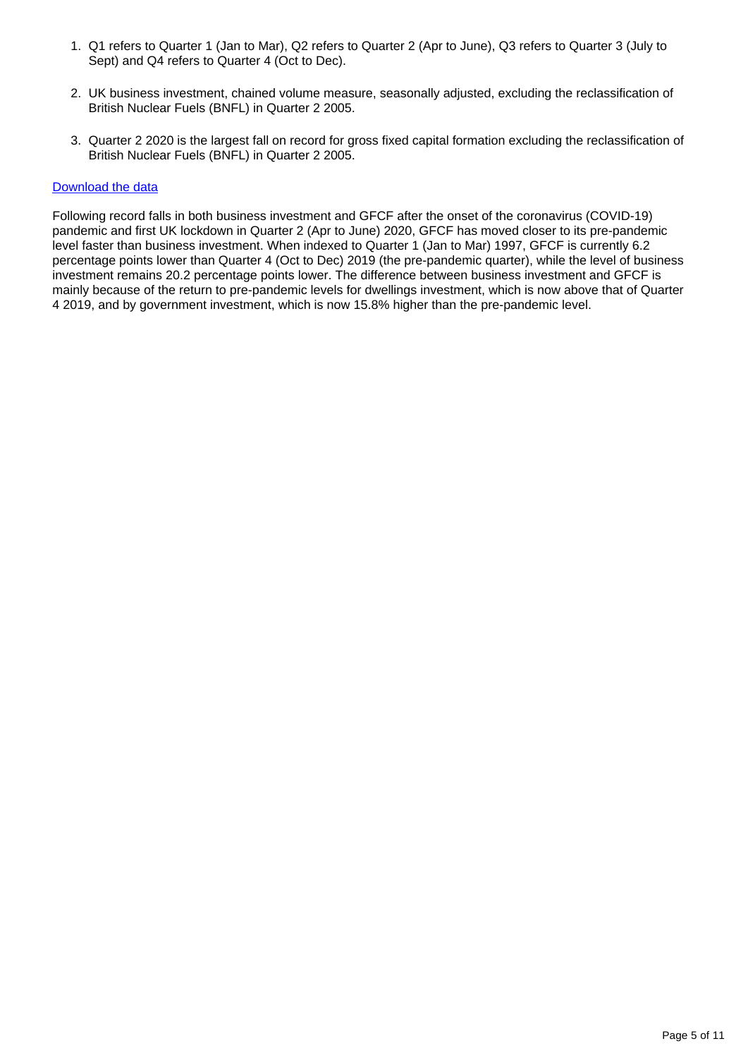1. Q1 refers to Quarter 1 (Jan to Mar), Q2 refers to Quarter 2 (Apr to June), Q3 refers to Quarter 3 (July to Sept) and Q4 refers to Quarter 4 (Oct to Dec).

2. UK business investment, chained volume measure, seasonally adjusted, excluding the reclassification of British Nuclear Fuels (BNFL) in Quarter 2 2005.

3. Quarter 2 2020 is the largest fall on record for gross fixed capital formation excluding the reclassification of British Nuclear Fuels (BNFL) in Quarter 2 2005.

Download the data

Following record falls in both business investment and GFCF after the onset of the coronavirus (COVID-19) pandemic and first UK lockdown in Quarter 2 (Apr to June) 2020, GFCF has moved closer to its pre-pandemic level faster than business investment. When indexed to Quarter 1 (Jan to Mar) 1997, GFCF is currently 6.2 percentage points lower than Quarter 4 (Oct to Dec) 2019 (the pre-pandemic quarter), while the level of business investment remains 20.2 percentage points lower. The difference between business investment and GFCF is mainly because of the return to pre-pandemic levels for dwellings investment, which is now above that of Quarter 4 2019, and by government investment, which is now 15.8% higher than the pre-pandemic level.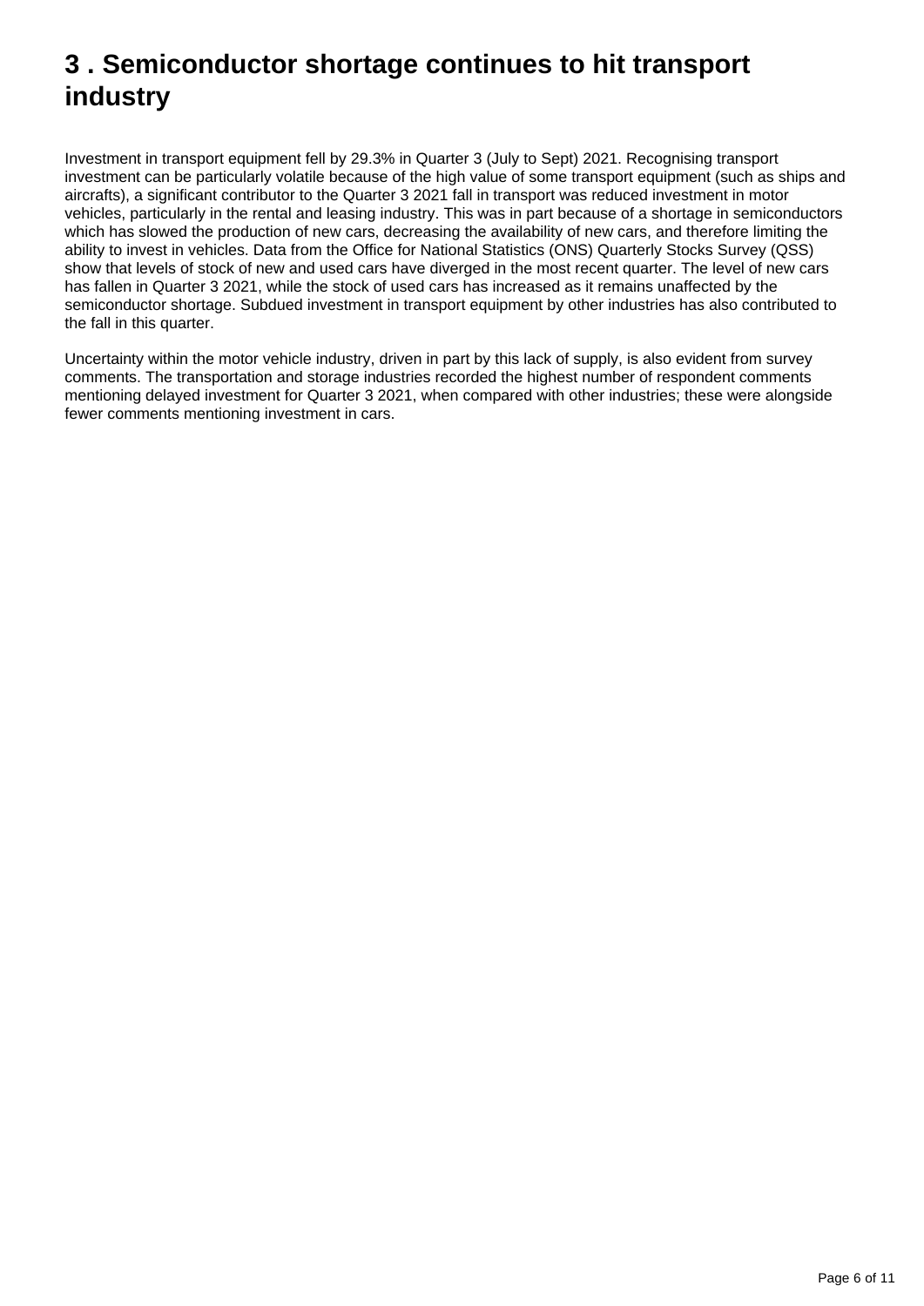# 3 . Semiconductor shortage continues to hit transport industry

Investment in transport equipment fell by 29.3% in Quarter 3 (July to Sept) 2021. Recognising transport investment can be particularly volatile because of the high value of some transport equipment (such as ships and aircrafts), a significant contributor to the Quarter 3 2021 fall in transport was reduced investment in motor vehicles, particularly in the rental and leasing industry. This was in part because of a shortage in semiconductors which has slowed the production of new cars, decreasing the availability of new cars, and therefore limiting the ability to invest in vehicles. Data from the Office for National Statistics (ONS) Quarterly Stocks Survey (QSS) show that levels of stock of new and used cars have diverged in the most recent quarter. The level of new cars has fallen in Quarter 3 2021, while the stock of used cars has increased as it remains unaffected by the semiconductor shortage. Subdued investment in transport equipment by other industries has also contributed to the fall in this quarter.

Uncertainty within the motor vehicle industry, driven in part by this lack of supply, is also evident from survey comments. The transportation and storage industries recorded the highest number of respondent comments mentioning delayed investment for Quarter 3 2021, when compared with other industries; these were alongside fewer comments mentioning investment in cars.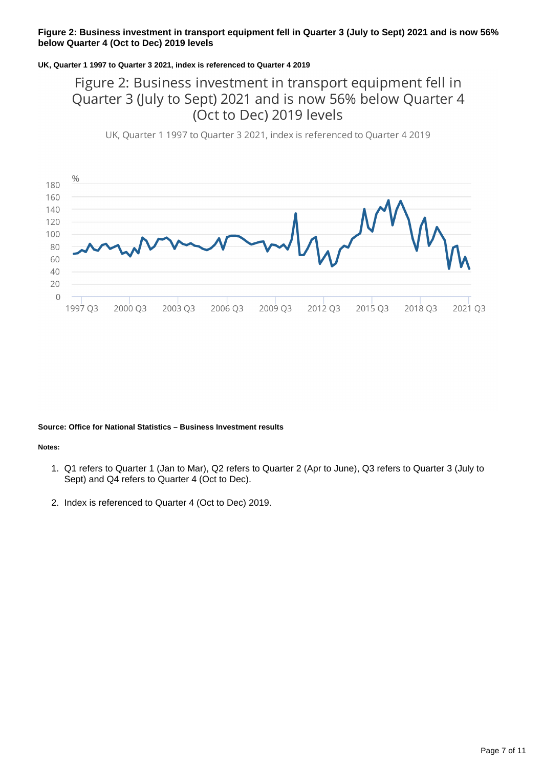**Figure 2: Business investment in transport equipment fell in Quarter 3 (July to Sept) 2021 and is now 56% below Quarter 4 (Oct to Dec) 2019 levels**

**UK, Quarter 1 1997 to Quarter 3 2021, index is referenced to Quarter 4 2019**

Figure 2: Business investment in transport equipment fell in Quarter 3 (July to Sept) 2021 and is now 56% below Quarter 4 (Oct to Dec) 2019 levels

UK, Quarter 1 1997 to Quarter 3 2021, index is referenced to Quarter 4 2019

**Source: Office for National Statistics – Business Investment results**

**Notes:**

1. Q1 refers to Quarter 1 (Jan to Mar), Q2 refers to Quarter 2 (Apr to June), Q3 refers to Quarter 3 (July to Sept) and Q4 refers to Quarter 4 (Oct to Dec).

2. Index is referenced to Quarter 4 (Oct to Dec) 2019.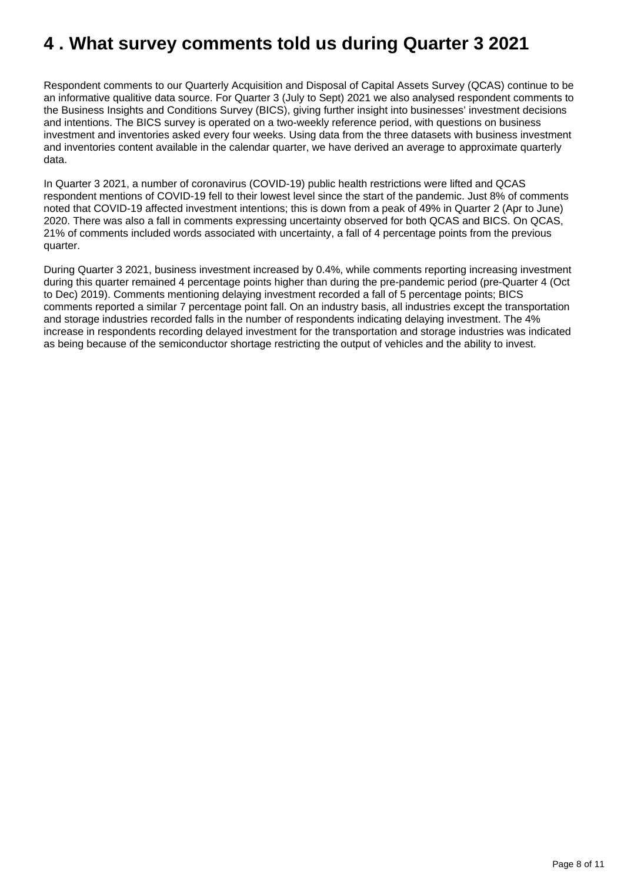# 4 . What survey comments told us during Quarter 3 2021

Respondent comments to our Quarterly Acquisition and Disposal of Capital Assets Survey (QCAS) continue to be an informative qualitive data source. For Quarter 3 (July to Sept) 2021 we also analysed respondent comments to the Business Insights and Conditions Survey (BICS), giving further insight into businesses' investment decisions and intentions. The BICS survey is operated on a two-weekly reference period, with questions on business investment and inventories asked every four weeks. Using data from the three datasets with business investment and inventories content available in the calendar quarter, we have derived an average to approximate quarterly data.

In Quarter 3 2021, a number of coronavirus (COVID-19) public health restrictions were lifted and QCAS respondent mentions of COVID-19 fell to their lowest level since the start of the pandemic. Just 8% of comments noted that COVID-19 affected investment intentions; this is down from a peak of 49% in Quarter 2 (Apr to June) 2020. There was also a fall in comments expressing uncertainty observed for both QCAS and BICS. On QCAS, 21% of comments included words associated with uncertainty, a fall of 4 percentage points from the previous quarter.

During Quarter 3 2021, business investment increased by 0.4%, while comments reporting increasing investment during this quarter remained 4 percentage points higher than during the pre-pandemic period (pre-Quarter 4 (Oct to Dec) 2019). Comments mentioning delaying investment recorded a fall of 5 percentage points; BICS comments reported a similar 7 percentage point fall. On an industry basis, all industries except the transportation and storage industries recorded falls in the number of respondents indicating delaying investment. The 4% increase in respondents recording delayed investment for the transportation and storage industries was indicated as being because of the semiconductor shortage restricting the output of vehicles and the ability to invest.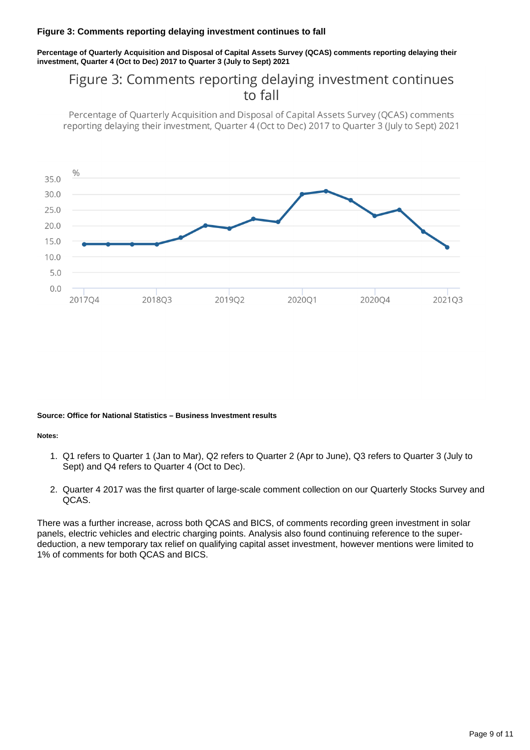**Figure 3: Comments reporting delaying investment continues to fall**

**Percentage of Quarterly Acquisition and Disposal of Capital Assets Survey (QCAS) comments reporting delaying their investment, Quarter 4 (Oct to Dec) 2017 to Quarter 3 (July to Sept) 2021**

**Source: Office for National Statistics – Business Investment results**

**Notes:**

1. Q1 refers to Quarter 1 (Jan to Mar), Q2 refers to Quarter 2 (Apr to June), Q3 refers to Quarter 3 (July to Sept) and Q4 refers to Quarter 4 (Oct to Dec).

2. Quarter 4 2017 was the first quarter of large-scale comment collection on our Quarterly Stocks Survey and QCAS.

There was a further increase, across both QCAS and BICS, of comments recording green investment in solar panels, electric vehicles and electric charging points. Analysis also found continuing reference to the super-deduction, a new temporary tax relief on qualifying capital asset investment, however mentions were limited to 1% of comments for both QCAS and BICS.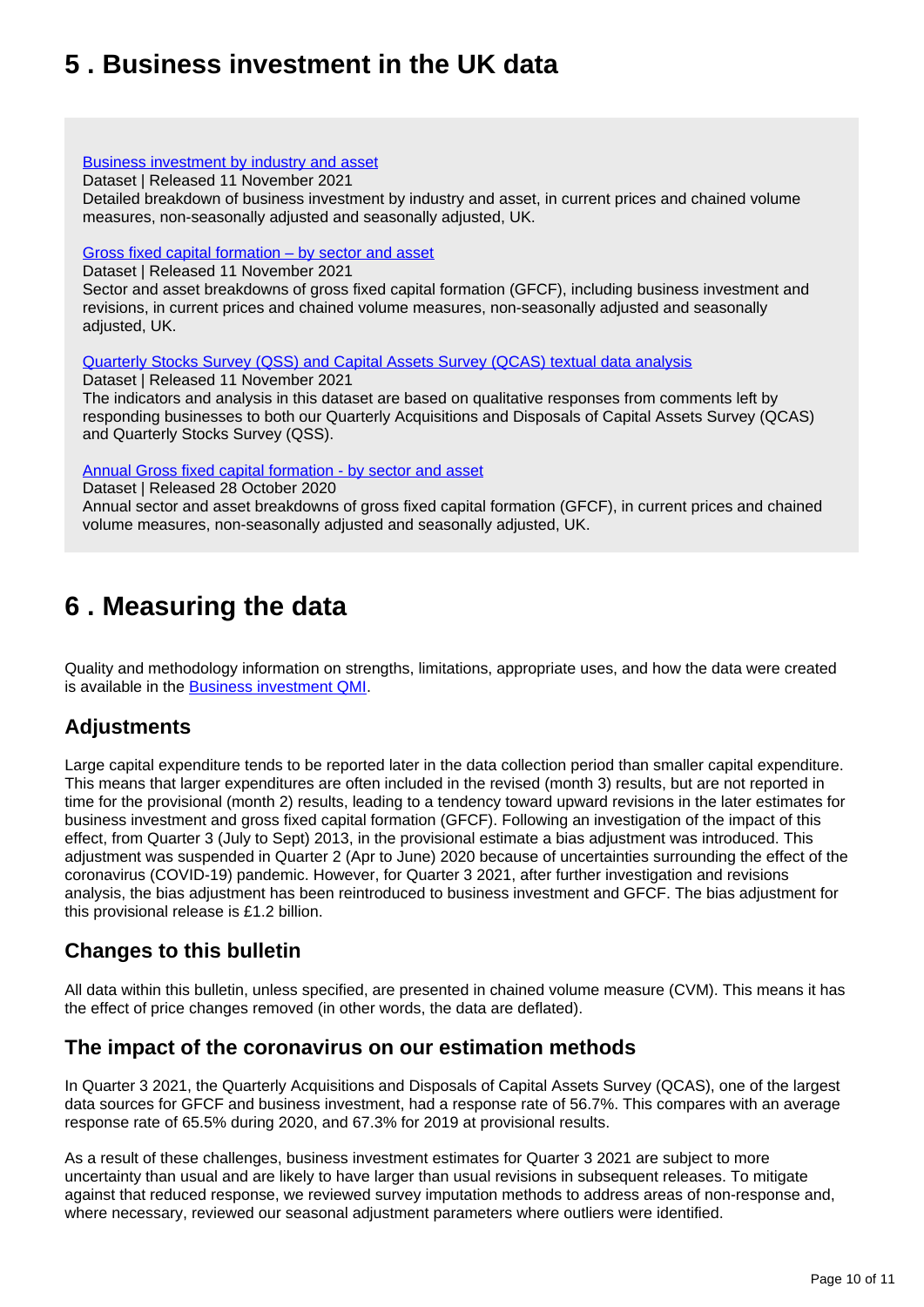# 5 . Business investment in the UK data

[Business investment by industry and asset](#)
Dataset | Released 11 November 2021
Detailed breakdown of business investment by industry and asset, in current prices and chained volume measures, non-seasonally adjusted and seasonally adjusted, UK.

[Gross fixed capital formation – by sector and asset](#)
Dataset | Released 11 November 2021
Sector and asset breakdowns of gross fixed capital formation (GFCF), including business investment and revisions, in current prices and chained volume measures, non-seasonally adjusted and seasonally adjusted, UK.

[Quarterly Stocks Survey (QSS) and Capital Assets Survey (QCAS) textual data analysis](#)
Dataset | Released 11 November 2021
The indicators and analysis in this dataset are based on qualitative responses from comments left by responding businesses to both our Quarterly Acquisitions and Disposals of Capital Assets Survey (QCAS) and Quarterly Stocks Survey (QSS).

[Annual Gross fixed capital formation - by sector and asset](#)
Dataset | Released 28 October 2020
Annual sector and asset breakdowns of gross fixed capital formation (GFCF), in current prices and chained volume measures, non-seasonally adjusted and seasonally adjusted, UK.

# 6 . Measuring the data

Quality and methodology information on strengths, limitations, appropriate uses, and how the data were created is available in the [Business investment QMI](#).

## Adjustments

Large capital expenditure tends to be reported later in the data collection period than smaller capital expenditure. This means that larger expenditures are often included in the revised (month 3) results, but are not reported in time for the provisional (month 2) results, leading to a tendency toward upward revisions in the later estimates for business investment and gross fixed capital formation (GFCF). Following an investigation of the impact of this effect, from Quarter 3 (July to Sept) 2013, in the provisional estimate a bias adjustment was introduced. This adjustment was suspended in Quarter 2 (Apr to June) 2020 because of uncertainties surrounding the effect of the coronavirus (COVID-19) pandemic. However, for Quarter 3 2021, after further investigation and revisions analysis, the bias adjustment has been reintroduced to business investment and GFCF. The bias adjustment for this provisional release is £1.2 billion.

## Changes to this bulletin

All data within this bulletin, unless specified, are presented in chained volume measure (CVM). This means it has the effect of price changes removed (in other words, the data are deflated).

## The impact of the coronavirus on our estimation methods

In Quarter 3 2021, the Quarterly Acquisitions and Disposals of Capital Assets Survey (QCAS), one of the largest data sources for GFCF and business investment, had a response rate of 56.7%. This compares with an average response rate of 65.5% during 2020, and 67.3% for 2019 at provisional results.

As a result of these challenges, business investment estimates for Quarter 3 2021 are subject to more uncertainty than usual and are likely to have larger than usual revisions in subsequent releases. To mitigate against that reduced response, we reviewed survey imputation methods to address areas of non-response and, where necessary, reviewed our seasonal adjustment parameters where outliers were identified.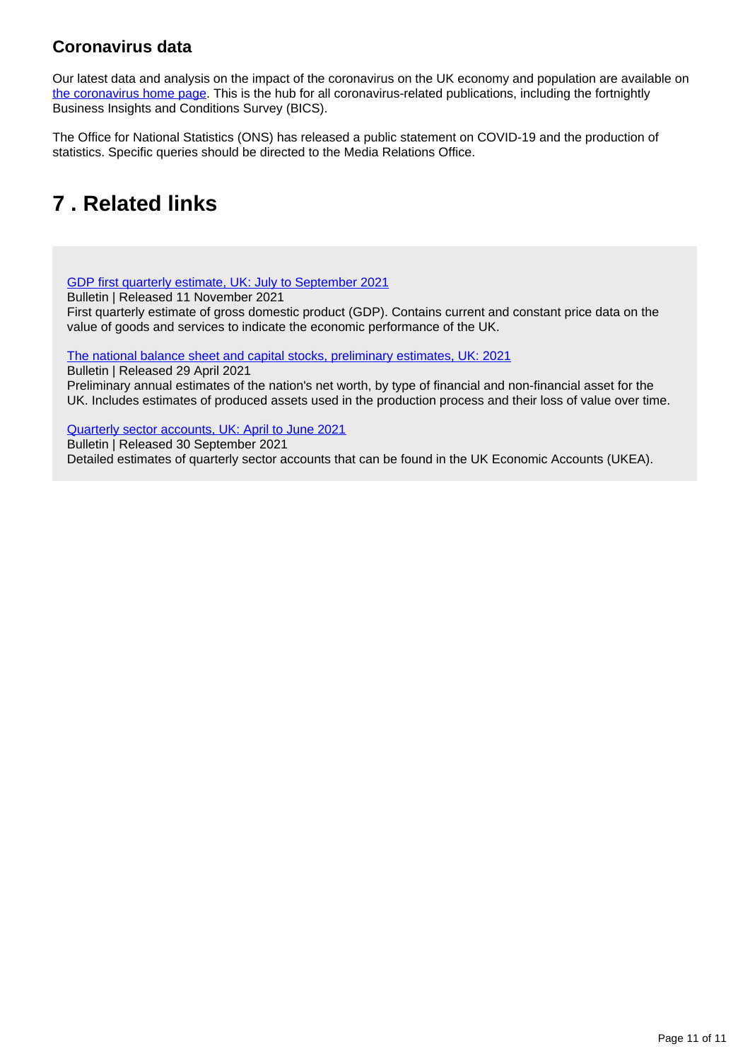### Coronavirus data

Our latest data and analysis on the impact of the coronavirus on the UK economy and population are available on the coronavirus home page. This is the hub for all coronavirus-related publications, including the fortnightly Business Insights and Conditions Survey (BICS).

The Office for National Statistics (ONS) has released a public statement on COVID-19 and the production of statistics. Specific queries should be directed to the Media Relations Office.

## 7 . Related links

GDP first quarterly estimate, UK: July to September 2021
Bulletin | Released 11 November 2021
First quarterly estimate of gross domestic product (GDP). Contains current and constant price data on the value of goods and services to indicate the economic performance of the UK.

The national balance sheet and capital stocks, preliminary estimates, UK: 2021
Bulletin | Released 29 April 2021
Preliminary annual estimates of the nation's net worth, by type of financial and non-financial asset for the UK. Includes estimates of produced assets used in the production process and their loss of value over time.

Quarterly sector accounts, UK: April to June 2021
Bulletin | Released 30 September 2021
Detailed estimates of quarterly sector accounts that can be found in the UK Economic Accounts (UKEA).